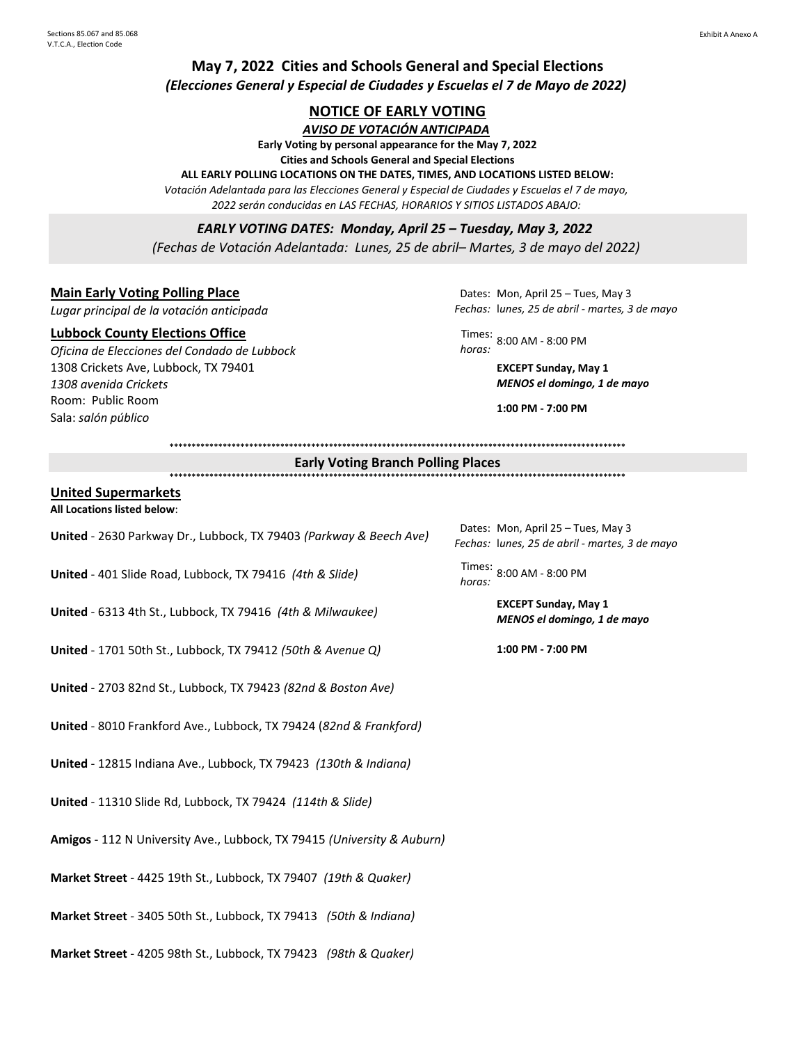Sections 85.067 and 85.068
V.T.C.A., Election Code

Exhibit A Anexo A

## May 7, 2022 Cities and Schools General and Special Elections

***(Elecciones General y Especial de Ciudades y Escuelas el 7 de Mayo de 2022)***

### NOTICE OF EARLY VOTING

***AVISO DE VOTACIÓN ANTICIPADA***

**Early Voting by personal appearance for the May 7, 2022**
**Cities and Schools General and Special Elections**
**ALL EARLY POLLING LOCATIONS ON THE DATES, TIMES, AND LOCATIONS LISTED BELOW:**

*Votación Adelantada para las Elecciones General y Especial de Ciudades y Escuelas el 7 de mayo, 2022 serán conducidas en LAS FECHAS, HORARIOS Y SITIOS LISTADOS ABAJO:*

***EARLY VOTING DATES: Monday, April 25 – Tuesday, May 3, 2022***

*(Fechas de Votación Adelantada: Lunes, 25 de abril– Martes, 3 de mayo del 2022)*

**Main Early Voting Polling Place**
*Lugar principal de la votación anticipada*

**Lubbock County Elections Office**
*Oficina de Elecciones del Condado de Lubbock*
1308 Crickets Ave, Lubbock, TX 79401
*1308 avenida Crickets*
Room: Public Room
Sala: *salón público*

Dates: Mon, April 25 – Tues, May 3
*Fechas:* lunes, 25 de abril - martes, 3 de mayo

Times: / *horas:* 8:00 AM - 8:00 PM

**EXCEPT Sunday, May 1**
***MENOS el domingo, 1 de mayo***

**1:00 PM - 7:00 PM**

### Early Voting Branch Polling Places

**United Supermarkets**
**All Locations listed below**:

Dates: Mon, April 25 – Tues, May 3
*Fechas:* lunes, 25 de abril - martes, 3 de mayo

Times: / *horas:* 8:00 AM - 8:00 PM

**EXCEPT Sunday, May 1**
***MENOS el domingo, 1 de mayo***

**1:00 PM - 7:00 PM**

**United** - 2630 Parkway Dr., Lubbock, TX 79403 *(Parkway & Beech Ave)*

**United** - 401 Slide Road, Lubbock, TX 79416 *(4th & Slide)*

**United** - 6313 4th St., Lubbock, TX 79416 *(4th & Milwaukee)*

**United** - 1701 50th St., Lubbock, TX 79412 *(50th & Avenue Q)*

**United** - 2703 82nd St., Lubbock, TX 79423 *(82nd & Boston Ave)*

**United** - 8010 Frankford Ave., Lubbock, TX 79424 (*82nd & Frankford)*

**United** - 12815 Indiana Ave., Lubbock, TX 79423 *(130th & Indiana)*

**United** - 11310 Slide Rd, Lubbock, TX 79424 *(114th & Slide)*

**Amigos** - 112 N University Ave., Lubbock, TX 79415 *(University & Auburn)*

**Market Street** - 4425 19th St., Lubbock, TX 79407 *(19th & Quaker)*

**Market Street** - 3405 50th St., Lubbock, TX 79413 *(50th & Indiana)*

**Market Street** - 4205 98th St., Lubbock, TX 79423 *(98th & Quaker)*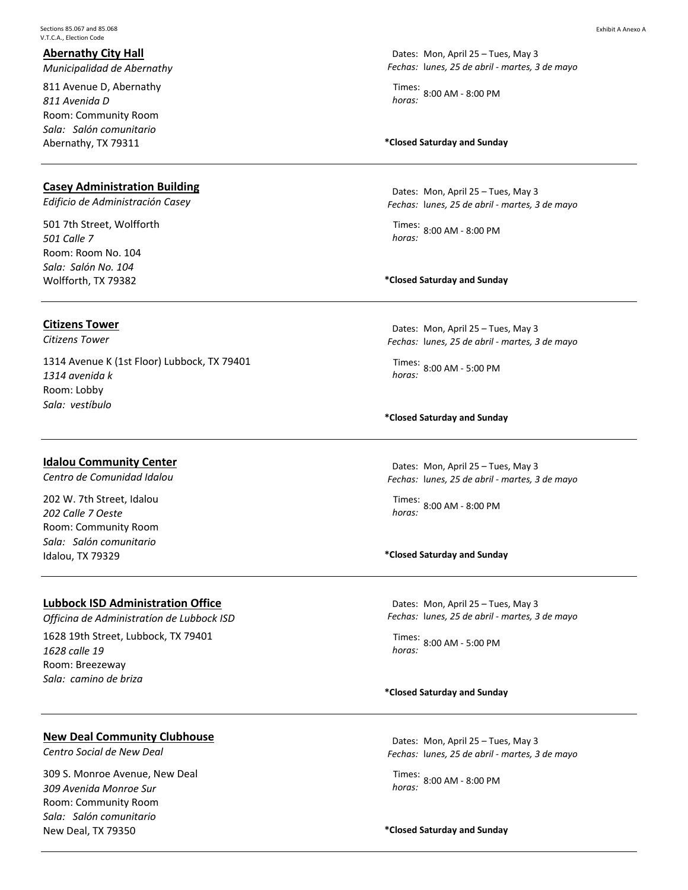**Abernathy City Hall**
*Municipalidad de Abernathy*
811 Avenue D, Abernathy
*811 Avenida D*
Room: Community Room
*Sala: Salón comunitario*
Abernathy, TX 79311

Dates: Mon, April 25 – Tues, May 3
*Fechas: lunes, 25 de abril - martes, 3 de mayo*
Times: *horas:* 8:00 AM - 8:00 PM

**\*Closed Saturday and Sunday**

---

**Casey Administration Building**
*Edificio de Administración Casey*
501 7th Street, Wolfforth
*501 Calle 7*
Room: Room No. 104
*Sala: Salón No. 104*
Wolfforth, TX 79382

Dates: Mon, April 25 – Tues, May 3
*Fechas: lunes, 25 de abril - martes, 3 de mayo*
Times: *horas:* 8:00 AM - 8:00 PM

**\*Closed Saturday and Sunday**

---

**Citizens Tower**
*Citizens Tower*
1314 Avenue K (1st Floor) Lubbock, TX 79401
*1314 avenida k*
Room: Lobby
*Sala: vestíbulo*

Dates: Mon, April 25 – Tues, May 3
*Fechas: lunes, 25 de abril - martes, 3 de mayo*
Times: *horas:* 8:00 AM - 5:00 PM

**\*Closed Saturday and Sunday**

---

**Idalou Community Center**
*Centro de Comunidad Idalou*
202 W. 7th Street, Idalou
*202 Calle 7 Oeste*
Room: Community Room
*Sala: Salón comunitario*
Idalou, TX 79329

Dates: Mon, April 25 – Tues, May 3
*Fechas: lunes, 25 de abril - martes, 3 de mayo*
Times: *horas:* 8:00 AM - 8:00 PM

**\*Closed Saturday and Sunday**

---

**Lubbock ISD Administration Office**
*Officina de Administratíon de Lubbock ISD*
1628 19th Street, Lubbock, TX 79401
*1628 calle 19*
Room: Breezeway
*Sala: camino de briza*

Dates: Mon, April 25 – Tues, May 3
*Fechas: lunes, 25 de abril - martes, 3 de mayo*
Times: *horas:* 8:00 AM - 5:00 PM

**\*Closed Saturday and Sunday**

---

**New Deal Community Clubhouse**
*Centro Social de New Deal*
309 S. Monroe Avenue, New Deal
*309 Avenida Monroe Sur*
Room: Community Room
*Sala: Salón comunitario*
New Deal, TX 79350

Dates: Mon, April 25 – Tues, May 3
*Fechas: lunes, 25 de abril - martes, 3 de mayo*
Times: *horas:* 8:00 AM - 8:00 PM

**\*Closed Saturday and Sunday**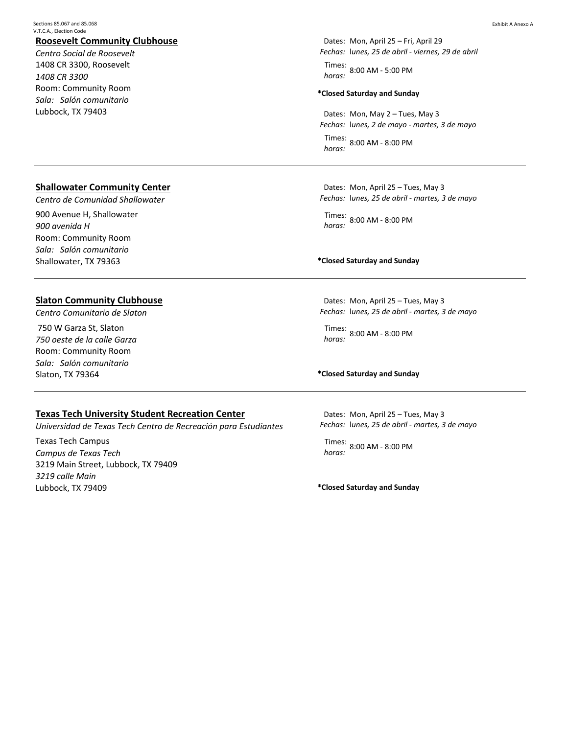**Roosevelt Community Clubhouse**

*Centro Social de Roosevelt*

1408 CR 3300, Roosevelt

*1408 CR 3300*

Room: Community Room

*Sala: Salón comunitario*

Lubbock, TX 79403

Dates: Mon, April 25 – Fri, April 29

*Fechas: lunes, 25 de abril - viernes, 29 de abril*

Times: 8:00 AM - 5:00 PM

*horas:*

**\*Closed Saturday and Sunday**

Dates: Mon, May 2 – Tues, May 3

*Fechas: lunes, 2 de mayo - martes, 3 de mayo*

Times: 8:00 AM - 8:00 PM

*horas:*

---

**Shallowater Community Center**

*Centro de Comunidad Shallowater*

900 Avenue H, Shallowater

*900 avenida H*

Room: Community Room

*Sala: Salón comunitario*

Shallowater, TX 79363

Dates: Mon, April 25 – Tues, May 3

*Fechas: lunes, 25 de abril - martes, 3 de mayo*

Times: 8:00 AM - 8:00 PM

*horas:*

**\*Closed Saturday and Sunday**

---

**Slaton Community Clubhouse**

*Centro Comunitario de Slaton*

750 W Garza St, Slaton

*750 oeste de la calle Garza*

Room: Community Room

*Sala: Salón comunitario*

Slaton, TX 79364

Dates: Mon, April 25 – Tues, May 3

*Fechas: lunes, 25 de abril - martes, 3 de mayo*

Times: 8:00 AM - 8:00 PM

*horas:*

**\*Closed Saturday and Sunday**

---

**Texas Tech University Student Recreation Center**

*Universidad de Texas Tech Centro de Recreación para Estudiantes*

Texas Tech Campus

*Campus de Texas Tech*

3219 Main Street, Lubbock, TX 79409

*3219 calle Main*

Lubbock, TX 79409

Dates: Mon, April 25 – Tues, May 3

*Fechas: lunes, 25 de abril - martes, 3 de mayo*

Times: 8:00 AM - 8:00 PM

*horas:*

**\*Closed Saturday and Sunday**